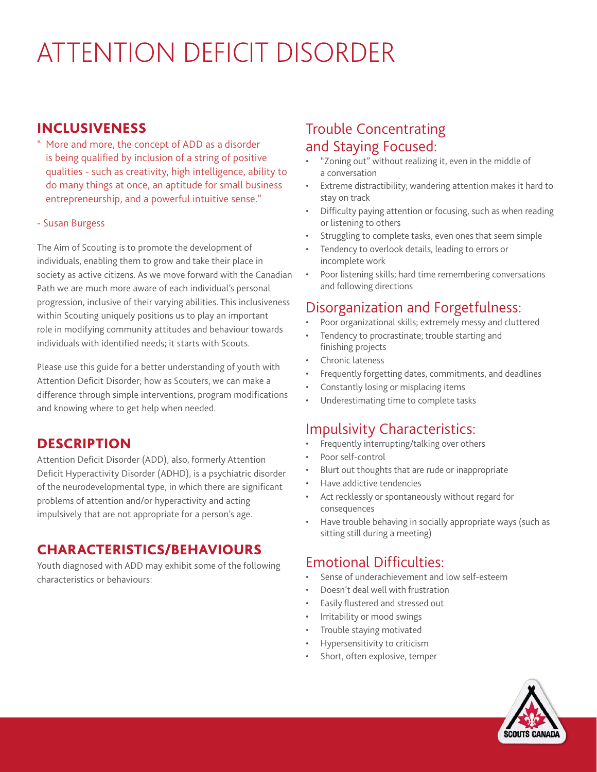# ATTENTION DEFICIT DISORDER

## INCLUSIVENESS

" More and more, the concept of ADD as a disorder is being qualified by inclusion of a string of positive qualities - such as creativity, high intelligence, ability to do many things at once, an aptitude for small business entrepreneurship, and a powerful intuitive sense."

- Susan Burgess

The Aim of Scouting is to promote the development of individuals, enabling them to grow and take their place in society as active citizens. As we move forward with the Canadian Path we are much more aware of each individual's personal progression, inclusive of their varying abilities. This inclusiveness within Scouting uniquely positions us to play an important role in modifying community attitudes and behaviour towards individuals with identified needs; it starts with Scouts.

Please use this guide for a better understanding of youth with Attention Deficit Disorder; how as Scouters, we can make a difference through simple interventions, program modifications and knowing where to get help when needed.

## DESCRIPTION

Attention Deficit Disorder (ADD), also, formerly Attention Deficit Hyperactivity Disorder (ADHD), is a psychiatric disorder of the neurodevelopmental type, in which there are significant problems of attention and/or hyperactivity and acting impulsively that are not appropriate for a person's age.

## CHARACTERISTICS/BEHAVIOURS

Youth diagnosed with ADD may exhibit some of the following characteristics or behaviours:

### Trouble Concentrating and Staying Focused:

- "Zoning out" without realizing it, even in the middle of a conversation
- Extreme distractibility; wandering attention makes it hard to stay on track
- Difficulty paying attention or focusing, such as when reading or listening to others
- Struggling to complete tasks, even ones that seem simple
- Tendency to overlook details, leading to errors or incomplete work
- Poor listening skills; hard time remembering conversations and following directions

### Disorganization and Forgetfulness:

- Poor organizational skills; extremely messy and cluttered
- Tendency to procrastinate; trouble starting and finishing projects
- Chronic lateness
- Frequently forgetting dates, commitments, and deadlines
- Constantly losing or misplacing items
- Underestimating time to complete tasks

### Impulsivity Characteristics:

- Frequently interrupting/talking over others
- Poor self-control
- Blurt out thoughts that are rude or inappropriate
- Have addictive tendencies
- Act recklessly or spontaneously without regard for consequences
- Have trouble behaving in socially appropriate ways (such as sitting still during a meeting)

### Emotional Difficulties:

- Sense of underachievement and low self-esteem
- Doesn't deal well with frustration
- Easily flustered and stressed out
- Irritability or mood swings
- Trouble staying motivated
- Hypersensitivity to criticism
- Short, often explosive, temper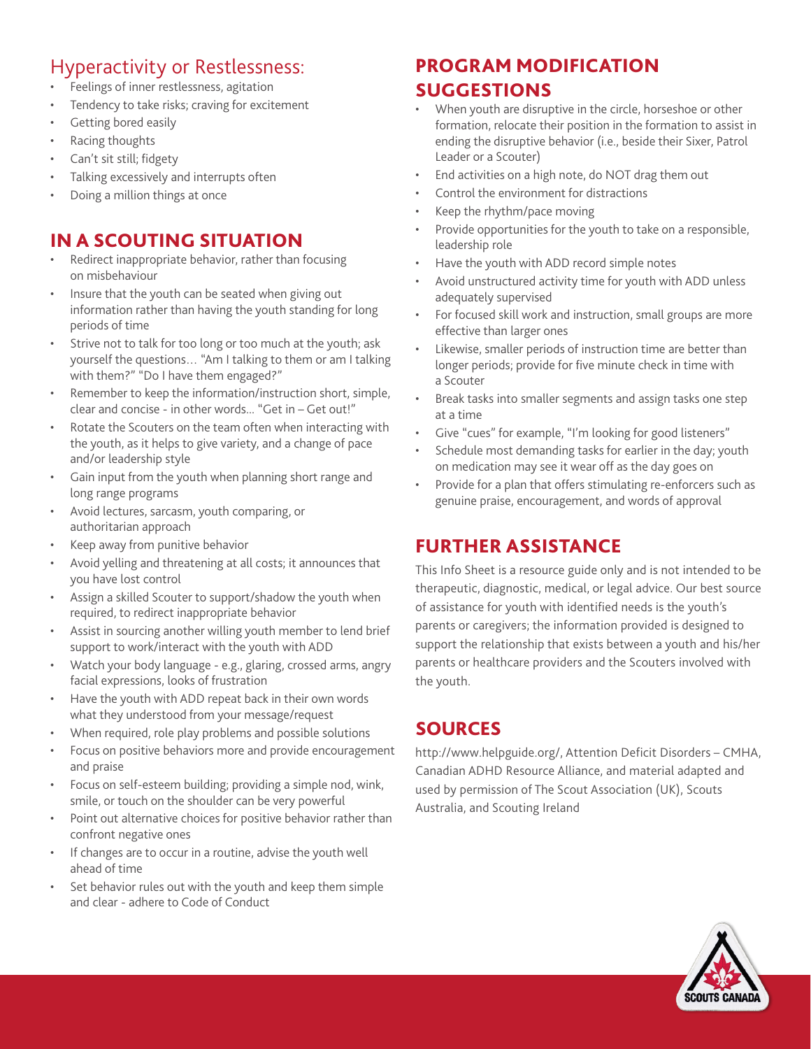## Hyperactivity or Restlessness:

- Feelings of inner restlessness, agitation
- Tendency to take risks; craving for excitement
- Getting bored easily
- Racing thoughts
- Can't sit still; fidgety
- Talking excessively and interrupts often
- Doing a million things at once

## IN A SCOUTING SITUATION

- Redirect inappropriate behavior, rather than focusing on misbehaviour
- Insure that the youth can be seated when giving out information rather than having the youth standing for long periods of time
- Strive not to talk for too long or too much at the youth; ask yourself the questions… "Am I talking to them or am I talking with them?" "Do I have them engaged?"
- Remember to keep the information/instruction short, simple, clear and concise - in other words… "Get in – Get out!"
- Rotate the Scouters on the team often when interacting with the youth, as it helps to give variety, and a change of pace and/or leadership style
- Gain input from the youth when planning short range and long range programs
- Avoid lectures, sarcasm, youth comparing, or authoritarian approach
- Keep away from punitive behavior
- Avoid yelling and threatening at all costs; it announces that you have lost control
- Assign a skilled Scouter to support/shadow the youth when required, to redirect inappropriate behavior
- Assist in sourcing another willing youth member to lend brief support to work/interact with the youth with ADD
- Watch your body language - e.g., glaring, crossed arms, angry facial expressions, looks of frustration
- Have the youth with ADD repeat back in their own words what they understood from your message/request
- When required, role play problems and possible solutions
- Focus on positive behaviors more and provide encouragement and praise
- Focus on self-esteem building; providing a simple nod, wink, smile, or touch on the shoulder can be very powerful
- Point out alternative choices for positive behavior rather than confront negative ones
- If changes are to occur in a routine, advise the youth well ahead of time
- Set behavior rules out with the youth and keep them simple and clear - adhere to Code of Conduct

## PROGRAM MODIFICATION SUGGESTIONS

- When youth are disruptive in the circle, horseshoe or other formation, relocate their position in the formation to assist in ending the disruptive behavior (i.e., beside their Sixer, Patrol Leader or a Scouter)
- End activities on a high note, do NOT drag them out
- Control the environment for distractions
- Keep the rhythm/pace moving
- Provide opportunities for the youth to take on a responsible, leadership role
- Have the youth with ADD record simple notes
- Avoid unstructured activity time for youth with ADD unless adequately supervised
- For focused skill work and instruction, small groups are more effective than larger ones
- Likewise, smaller periods of instruction time are better than longer periods; provide for five minute check in time with a Scouter
- Break tasks into smaller segments and assign tasks one step at a time
- Give "cues" for example, "I'm looking for good listeners"
- Schedule most demanding tasks for earlier in the day; youth on medication may see it wear off as the day goes on
- Provide for a plan that offers stimulating re-enforcers such as genuine praise, encouragement, and words of approval

## FURTHER ASSISTANCE

This Info Sheet is a resource guide only and is not intended to be therapeutic, diagnostic, medical, or legal advice. Our best source of assistance for youth with identified needs is the youth's parents or caregivers; the information provided is designed to support the relationship that exists between a youth and his/her parents or healthcare providers and the Scouters involved with the youth.

## SOURCES

http://www.helpguide.org/, Attention Deficit Disorders – CMHA, Canadian ADHD Resource Alliance, and material adapted and used by permission of The Scout Association (UK), Scouts Australia, and Scouting Ireland